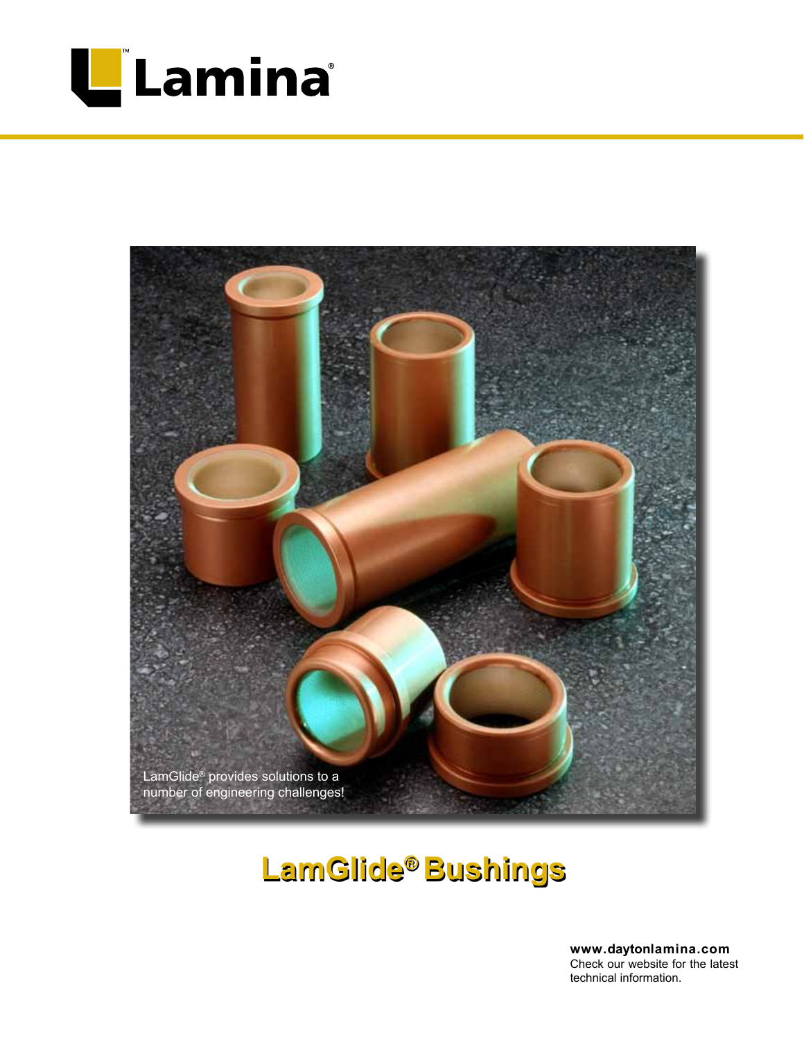# Lamina®

LamGlide® provides solutions to a number of engineering challenges!

## LamGlide® Bushings

**www.daytonlamina.com**
Check our website for the latest technical information.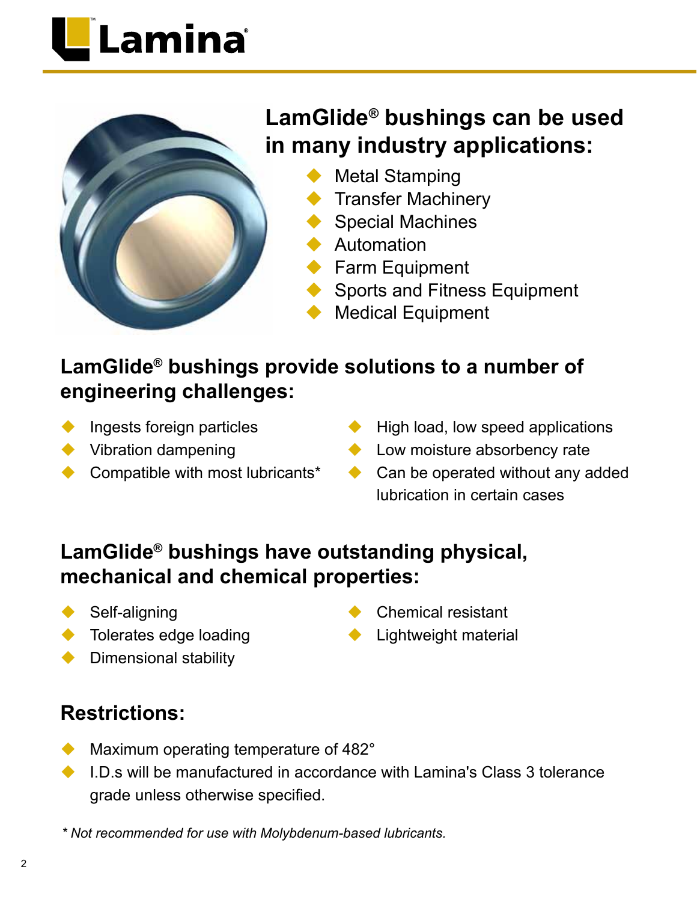## LamGlide® bushings can be used in many industry applications:

- Metal Stamping
- Transfer Machinery
- Special Machines
- Automation
- Farm Equipment
- Sports and Fitness Equipment
- Medical Equipment

## LamGlide® bushings provide solutions to a number of engineering challenges:

- Ingests foreign particles
- Vibration dampening
- Compatible with most lubricants*
- High load, low speed applications
- Low moisture absorbency rate
- Can be operated without any added lubrication in certain cases

## LamGlide® bushings have outstanding physical, mechanical and chemical properties:

- Self-aligning
- Tolerates edge loading
- Dimensional stability
- Chemical resistant
- Lightweight material

## Restrictions:

- Maximum operating temperature of 482°
- I.D.s will be manufactured in accordance with Lamina's Class 3 tolerance grade unless otherwise specified.

*\* Not recommended for use with Molybdenum-based lubricants.*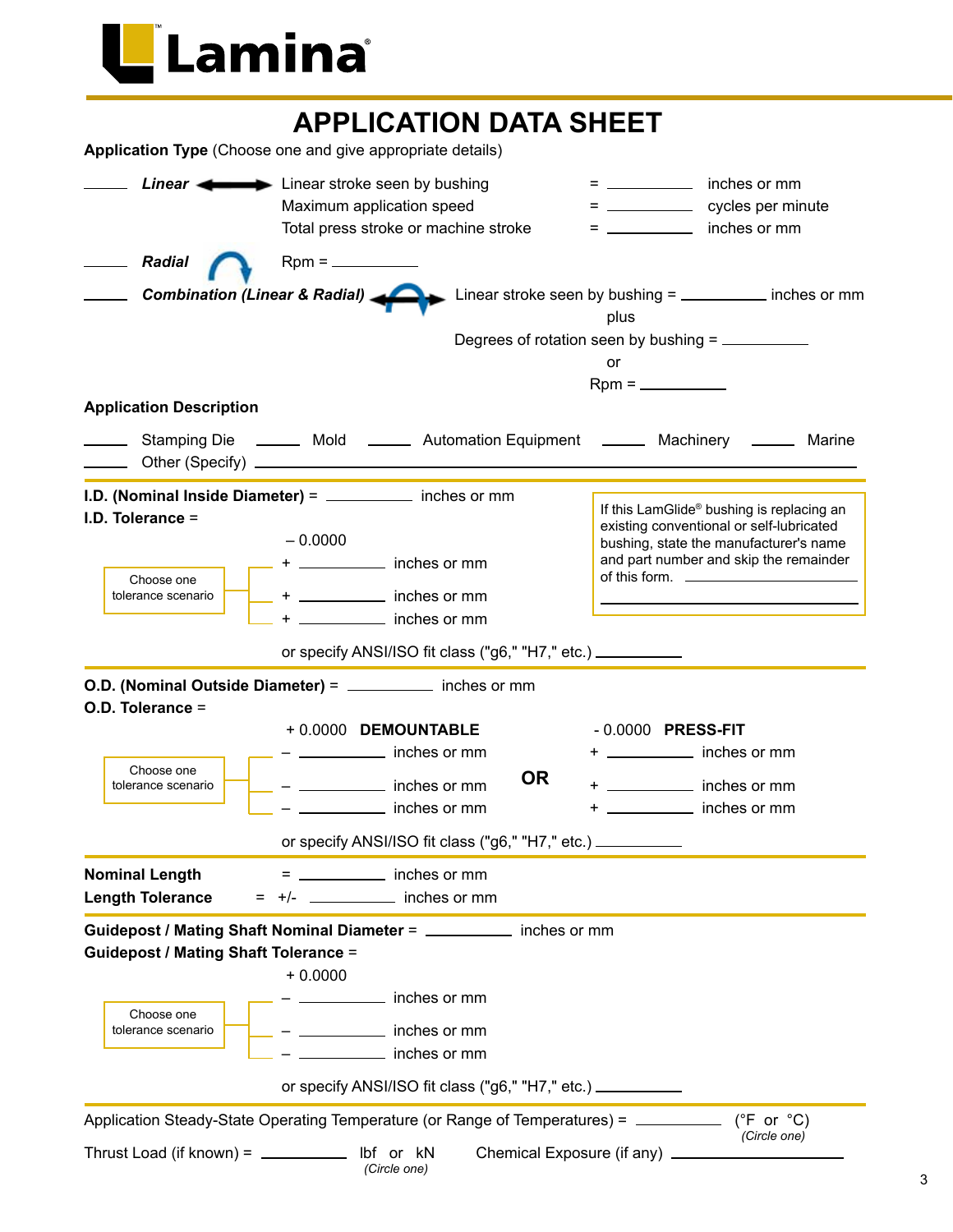Lamina

# APPLICATION DATA SHEET

**Application Type** (Choose one and give appropriate details)

_____ ***Linear*** — Linear stroke seen by bushing = __________ inches or mm
Maximum application speed = __________ cycles per minute
Total press stroke or machine stroke = __________ inches or mm

_____ ***Radial*** — Rpm = __________

_____ ***Combination (Linear & Radial)*** — Linear stroke seen by bushing = __________ inches or mm
plus
Degrees of rotation seen by bushing = __________
or
Rpm = __________

**Application Description**

_____ Stamping Die _____ Mold _____ Automation Equipment _____ Machinery _____ Marine
_____ Other (Specify) ______________________________

**I.D. (Nominal Inside Diameter)** = __________ inches or mm
**I.D. Tolerance** =

– 0.0000

Choose one tolerance scenario:
- \+ __________ inches or mm
- \+ __________ inches or mm
- \+ __________ inches or mm

or specify ANSI/ISO fit class ("g6," "H7," etc.) __________

If this LamGlide® bushing is replacing an existing conventional or self-lubricated bushing, state the manufacturer's name and part number and skip the remainder of this form. ______________________________

**O.D. (Nominal Outside Diameter)** = __________ inches or mm
**O.D. Tolerance** =

Choose one tolerance scenario:

\+ 0.0000 **DEMOUNTABLE**
- – __________ inches or mm
- – __________ inches or mm
- – __________ inches or mm

**OR**

\- 0.0000 **PRESS-FIT**
- \+ __________ inches or mm
- \+ __________ inches or mm
- \+ __________ inches or mm

or specify ANSI/ISO fit class ("g6," "H7," etc.) __________

**Nominal Length** = __________ inches or mm
**Length Tolerance** = +/- __________ inches or mm

**Guidepost / Mating Shaft Nominal Diameter** = __________ inches or mm
**Guidepost / Mating Shaft Tolerance** =

\+ 0.0000

Choose one tolerance scenario:
- – __________ inches or mm
- – __________ inches or mm
- – __________ inches or mm

or specify ANSI/ISO fit class ("g6," "H7," etc.) __________

Application Steady-State Operating Temperature (or Range of Temperatures) = __________ (°F or °C) *(Circle one)*

Thrust Load (if known) = __________ lbf or kN *(Circle one)*   Chemical Exposure (if any) ______________________________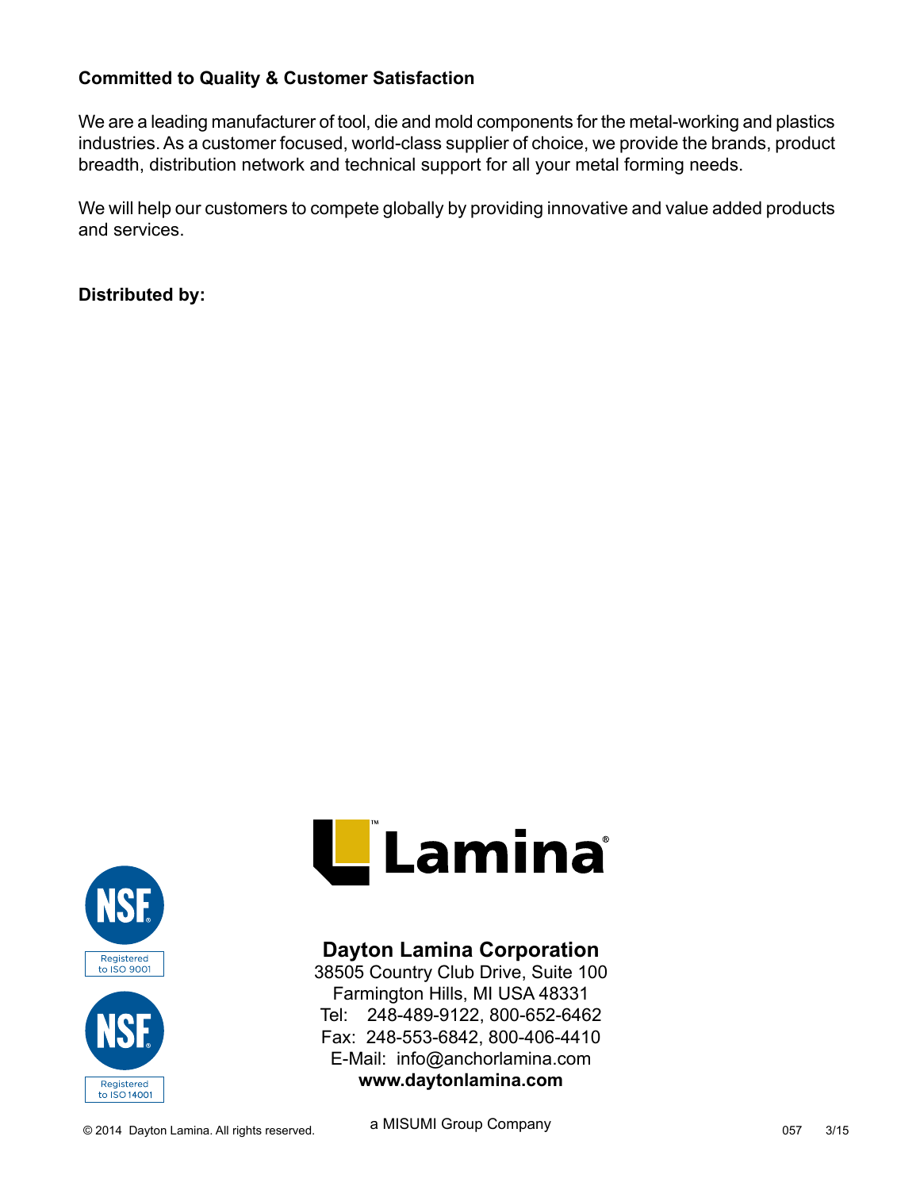**Committed to Quality & Customer Satisfaction**

We are a leading manufacturer of tool, die and mold components for the metal-working and plastics industries. As a customer focused, world-class supplier of choice, we provide the brands, product breadth, distribution network and technical support for all your metal forming needs.

We will help our customers to compete globally by providing innovative and value added products and services.

**Distributed by:**

Lamina®

NSF Registered to ISO 9001

NSF Registered to ISO 14001

**Dayton Lamina Corporation**
38505 Country Club Drive, Suite 100
Farmington Hills, MI USA 48331
Tel: 248-489-9122, 800-652-6462
Fax: 248-553-6842, 800-406-4410
E-Mail: info@anchorlamina.com
**www.daytonlamina.com**

© 2014 Dayton Lamina. All rights reserved.

a MISUMI Group Company

057 3/15